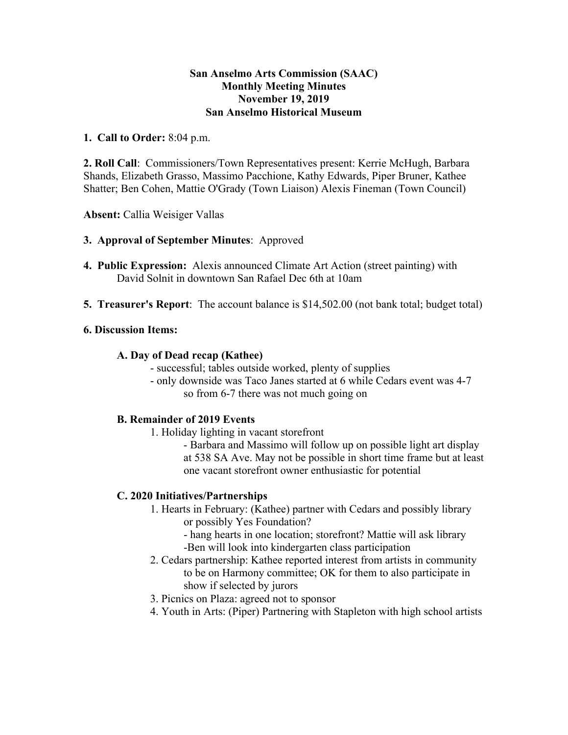**San Anselmo Arts Commission (SAAC)**
**Monthly Meeting Minutes**
**November 19, 2019**
**San Anselmo Historical Museum**

**1. Call to Order:** 8:04 p.m.

**2. Roll Call**: Commissioners/Town Representatives present: Kerrie McHugh, Barbara Shands, Elizabeth Grasso, Massimo Pacchione, Kathy Edwards, Piper Bruner, Kathee Shatter; Ben Cohen, Mattie O'Grady (Town Liaison) Alexis Fineman (Town Council)

**Absent:** Callia Weisiger Vallas

**3. Approval of September Minutes**: Approved

**4. Public Expression:** Alexis announced Climate Art Action (street painting) with David Solnit in downtown San Rafael Dec 6th at 10am

**5. Treasurer's Report**: The account balance is $14,502.00 (not bank total; budget total)

**6. Discussion Items:**

**A. Day of Dead recap (Kathee)**

- successful; tables outside worked, plenty of supplies
- only downside was Taco Janes started at 6 while Cedars event was 4-7 so from 6-7 there was not much going on

**B. Remainder of 2019 Events**

1. Holiday lighting in vacant storefront
   - Barbara and Massimo will follow up on possible light art display at 538 SA Ave. May not be possible in short time frame but at least one vacant storefront owner enthusiastic for potential

**C. 2020 Initiatives/Partnerships**

1. Hearts in February: (Kathee) partner with Cedars and possibly library or possibly Yes Foundation?
   - hang hearts in one location; storefront? Mattie will ask library
   - Ben will look into kindergarten class participation
2. Cedars partnership: Kathee reported interest from artists in community to be on Harmony committee; OK for them to also participate in show if selected by jurors
3. Picnics on Plaza: agreed not to sponsor
4. Youth in Arts: (Piper) Partnering with Stapleton with high school artists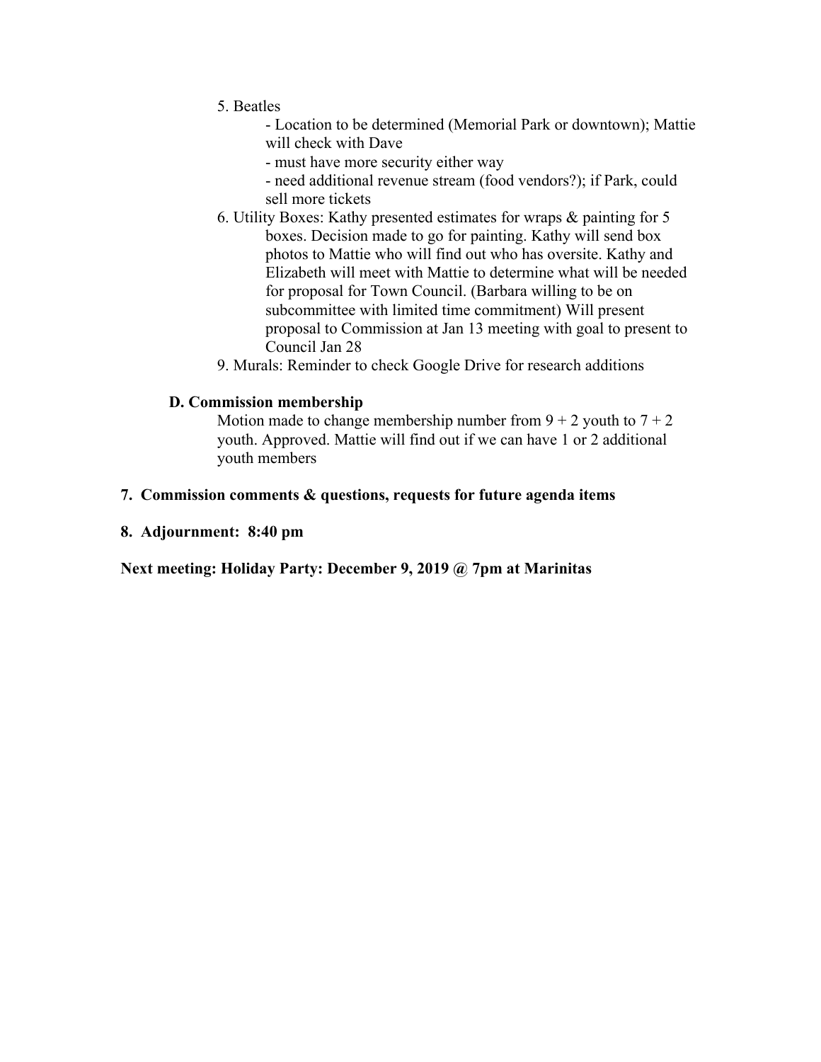5. Beatles
   - Location to be determined (Memorial Park or downtown); Mattie will check with Dave
   - must have more security either way
   - need additional revenue stream (food vendors?); if Park, could sell more tickets
6. Utility Boxes: Kathy presented estimates for wraps & painting for 5 boxes. Decision made to go for painting. Kathy will send box photos to Mattie who will find out who has oversite. Kathy and Elizabeth will meet with Mattie to determine what will be needed for proposal for Town Council. (Barbara willing to be on subcommittee with limited time commitment) Will present proposal to Commission at Jan 13 meeting with goal to present to Council Jan 28
9. Murals: Reminder to check Google Drive for research additions

**D. Commission membership**

Motion made to change membership number from 9 + 2 youth to 7 + 2 youth. Approved. Mattie will find out if we can have 1 or 2 additional youth members

**7. Commission comments & questions, requests for future agenda items**

**8. Adjournment: 8:40 pm**

**Next meeting: Holiday Party: December 9, 2019 @ 7pm at Marinitas**